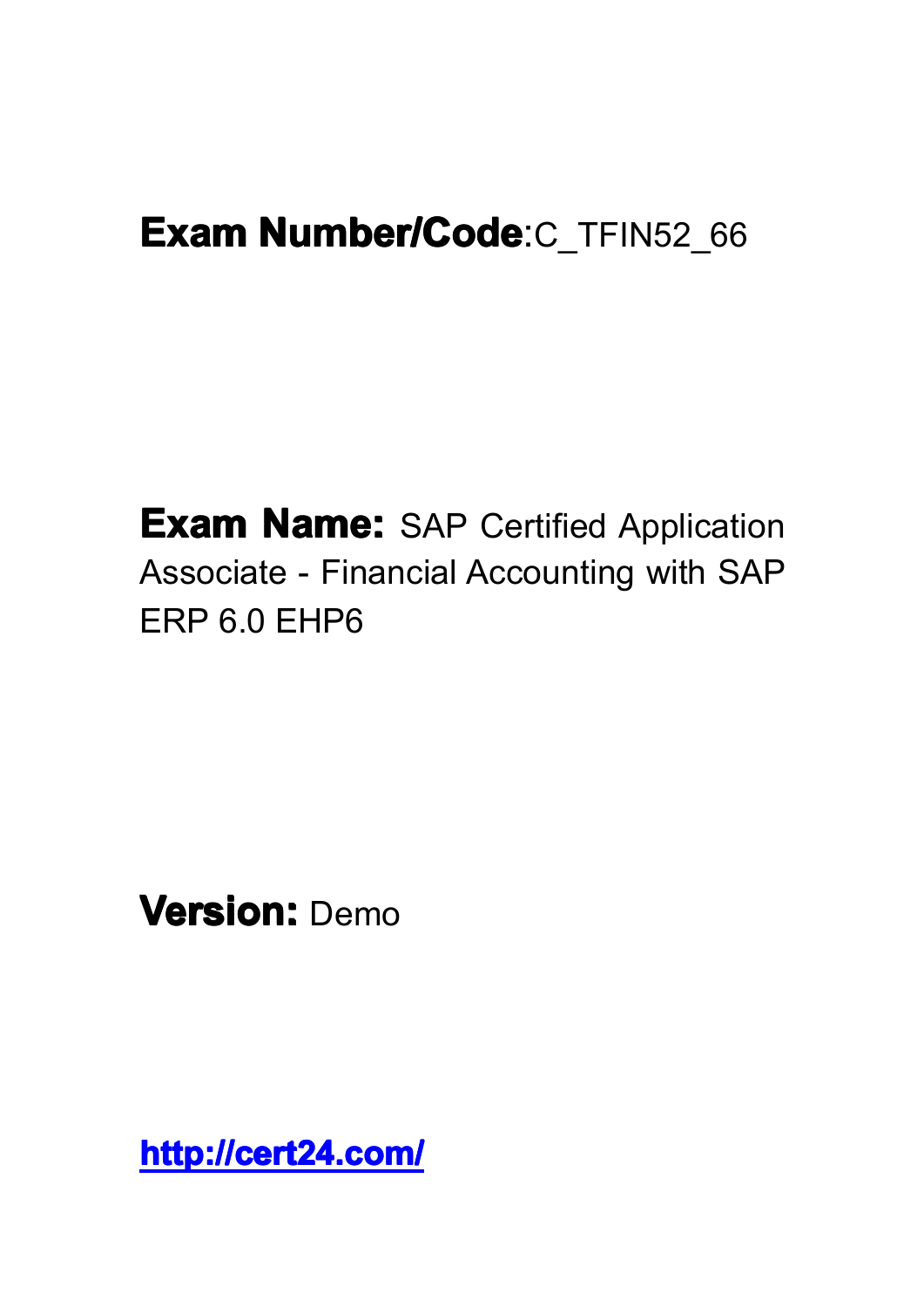**Exam Number/Code**:C_TFIN52_66

**Exam Name:** SAP Certified Application Associate - Financial Accounting with SAP ERP 6.0 EHP6

**Version:** Demo

**http://cert24.com/**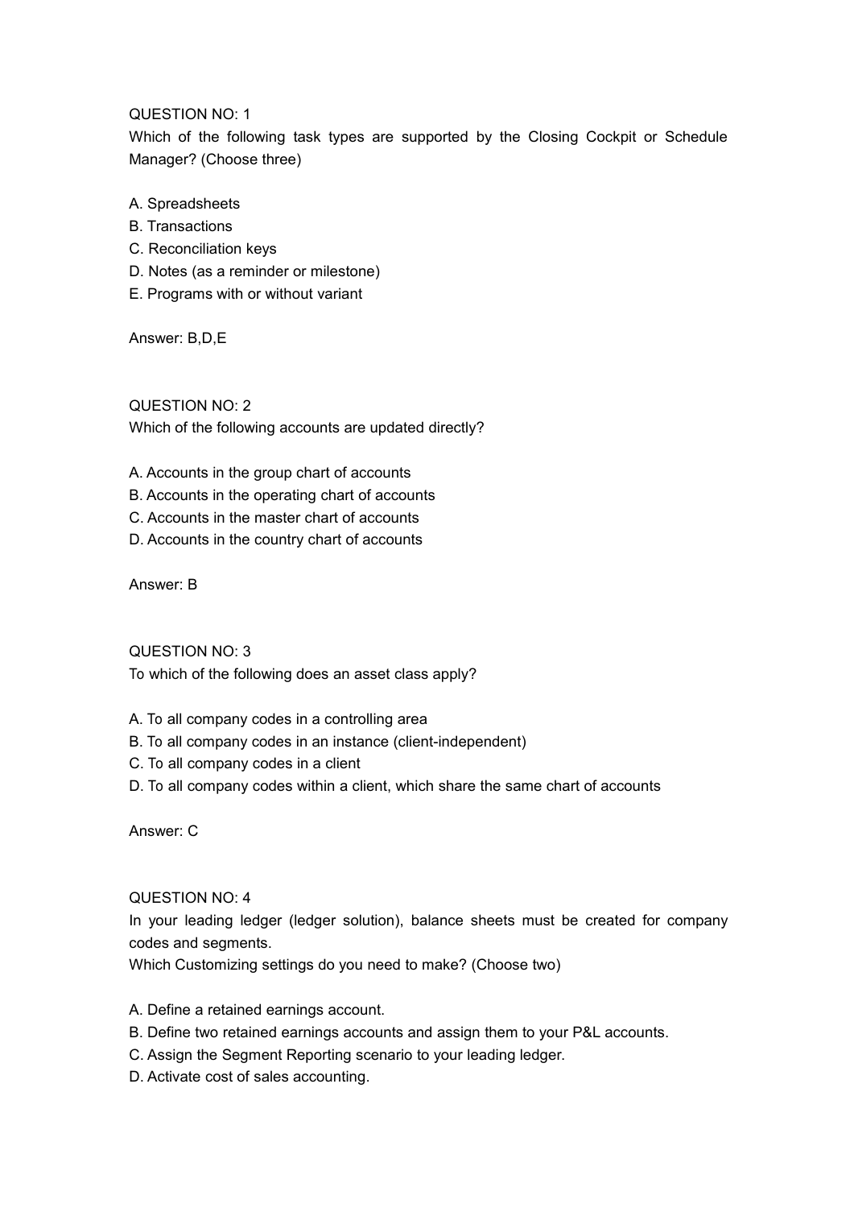QUESTION NO: 1

Which of the following task types are supported by the Closing Cockpit or Schedule Manager? (Choose three)

A. Spreadsheets
B. Transactions
C. Reconciliation keys
D. Notes (as a reminder or milestone)
E. Programs with or without variant

Answer: B,D,E

QUESTION NO: 2

Which of the following accounts are updated directly?

A. Accounts in the group chart of accounts
B. Accounts in the operating chart of accounts
C. Accounts in the master chart of accounts
D. Accounts in the country chart of accounts

Answer: B

QUESTION NO: 3

To which of the following does an asset class apply?

A. To all company codes in a controlling area
B. To all company codes in an instance (client-independent)
C. To all company codes in a client
D. To all company codes within a client, which share the same chart of accounts

Answer: C

QUESTION NO: 4

In your leading ledger (ledger solution), balance sheets must be created for company codes and segments.

Which Customizing settings do you need to make? (Choose two)

A. Define a retained earnings account.
B. Define two retained earnings accounts and assign them to your P&L accounts.
C. Assign the Segment Reporting scenario to your leading ledger.
D. Activate cost of sales accounting.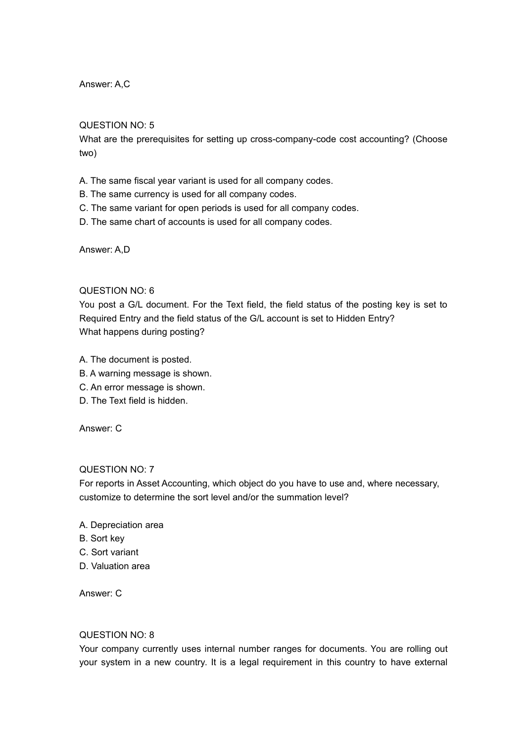Answer: A,C

QUESTION NO: 5

What are the prerequisites for setting up cross-company-code cost accounting? (Choose two)

A. The same fiscal year variant is used for all company codes.
B. The same currency is used for all company codes.
C. The same variant for open periods is used for all company codes.
D. The same chart of accounts is used for all company codes.

Answer: A,D

QUESTION NO: 6

You post a G/L document. For the Text field, the field status of the posting key is set to Required Entry and the field status of the G/L account is set to Hidden Entry?
What happens during posting?

A. The document is posted.
B. A warning message is shown.
C. An error message is shown.
D. The Text field is hidden.

Answer: C

QUESTION NO: 7

For reports in Asset Accounting, which object do you have to use and, where necessary, customize to determine the sort level and/or the summation level?

A. Depreciation area
B. Sort key
C. Sort variant
D. Valuation area

Answer: C

QUESTION NO: 8

Your company currently uses internal number ranges for documents. You are rolling out your system in a new country. It is a legal requirement in this country to have external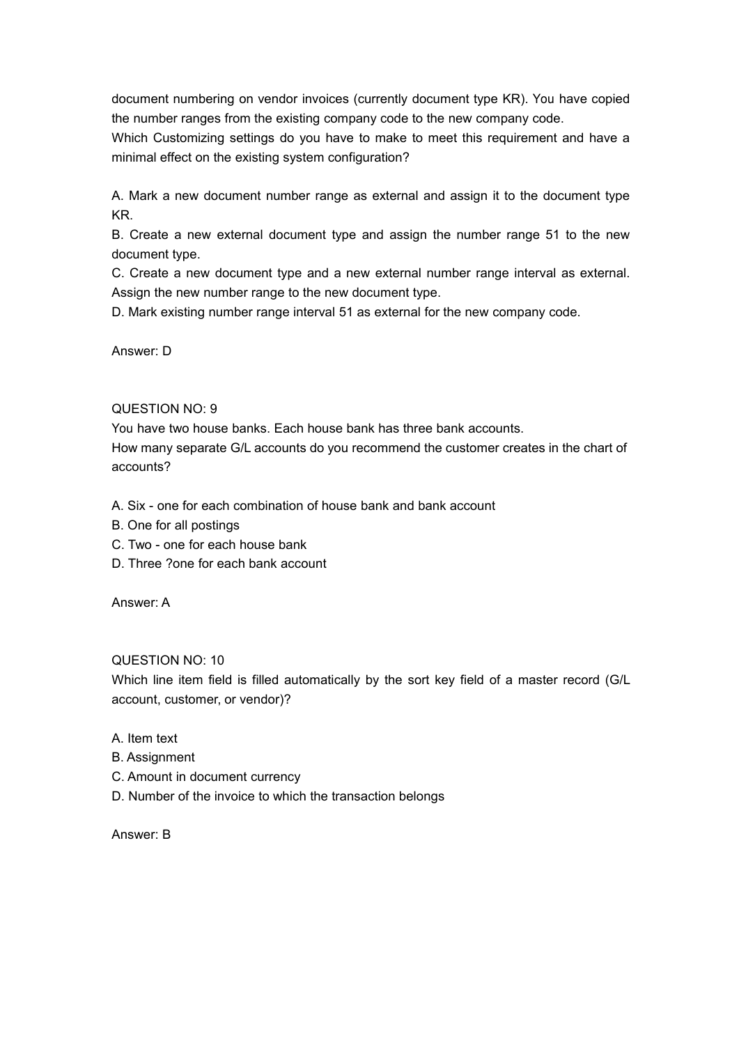document numbering on vendor invoices (currently document type KR). You have copied the number ranges from the existing company code to the new company code.
Which Customizing settings do you have to make to meet this requirement and have a minimal effect on the existing system configuration?

A. Mark a new document number range as external and assign it to the document type KR.
B. Create a new external document type and assign the number range 51 to the new document type.
C. Create a new document type and a new external number range interval as external. Assign the new number range to the new document type.
D. Mark existing number range interval 51 as external for the new company code.

Answer: D

QUESTION NO: 9
You have two house banks. Each house bank has three bank accounts.
How many separate G/L accounts do you recommend the customer creates in the chart of accounts?

A. Six - one for each combination of house bank and bank account
B. One for all postings
C. Two - one for each house bank
D. Three ?one for each bank account

Answer: A

QUESTION NO: 10
Which line item field is filled automatically by the sort key field of a master record (G/L account, customer, or vendor)?

A. Item text
B. Assignment
C. Amount in document currency
D. Number of the invoice to which the transaction belongs

Answer: B